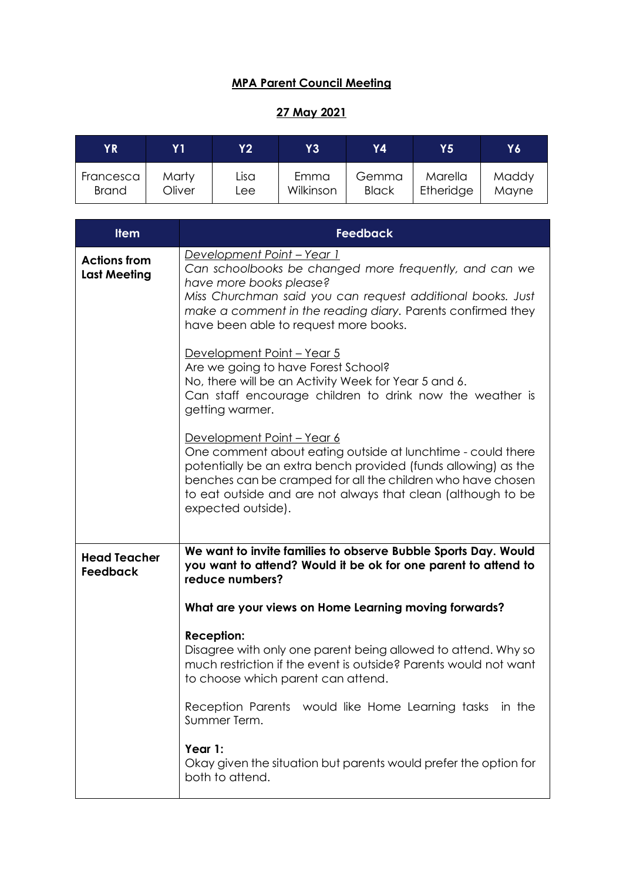**MPA Parent Council Meeting**

**27 May 2021**

| YR | Y1 | Y2 | Y3 | Y4 | Y5 | Y6 |
|---|---|---|---|---|---|---|
| Francesca Brand | Marty Oliver | Lisa Lee | Emma Wilkinson | Gemma Black | Marella Etheridge | Maddy Mayne |

| Item | Feedback |
|---|---|
| **Actions from Last Meeting** | *Development Point – Year 1*<br>*Can schoolbooks be changed more frequently, and can we have more books please?*<br>*Miss Churchman said you can request additional books. Just make a comment in the reading diary.* Parents confirmed they have been able to request more books.<br><br>Development Point – Year 5<br>Are we going to have Forest School?<br>No, there will be an Activity Week for Year 5 and 6.<br>Can staff encourage children to drink now the weather is getting warmer.<br><br>Development Point – Year 6<br>One comment about eating outside at lunchtime - could there potentially be an extra bench provided (funds allowing) as the benches can be cramped for all the children who have chosen to eat outside and are not always that clean (although to be expected outside). |
| **Head Teacher Feedback** | **We want to invite families to observe Bubble Sports Day. Would you want to attend? Would it be ok for one parent to attend to reduce numbers?**<br><br>**What are your views on Home Learning moving forwards?**<br><br>**Reception:**<br>Disagree with only one parent being allowed to attend. Why so much restriction if the event is outside? Parents would not want to choose which parent can attend.<br><br>Reception Parents would like Home Learning tasks in the Summer Term.<br><br>**Year 1:**<br>Okay given the situation but parents would prefer the option for both to attend. |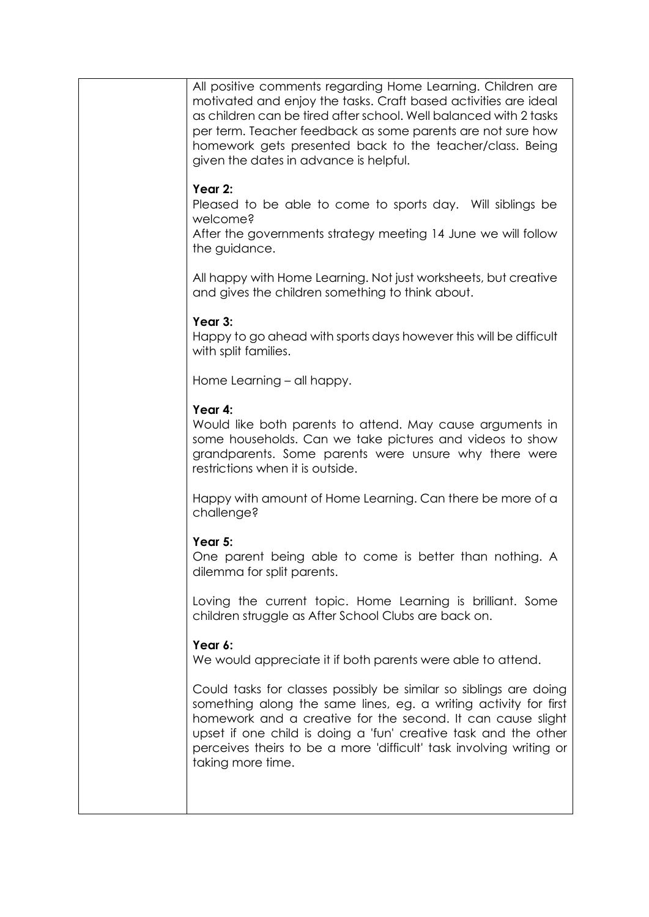| | |
|---|---|
| | All positive comments regarding Home Learning. Children are motivated and enjoy the tasks. Craft based activities are ideal as children can be tired after school. Well balanced with 2 tasks per term. Teacher feedback as some parents are not sure how homework gets presented back to the teacher/class. Being given the dates in advance is helpful.<br><br>**Year 2:**<br>Pleased to be able to come to sports day. Will siblings be welcome?<br>After the governments strategy meeting 14 June we will follow the guidance.<br><br>All happy with Home Learning. Not just worksheets, but creative and gives the children something to think about.<br><br>**Year 3:**<br>Happy to go ahead with sports days however this will be difficult with split families.<br><br>Home Learning – all happy.<br><br>**Year 4:**<br>Would like both parents to attend. May cause arguments in some households. Can we take pictures and videos to show grandparents. Some parents were unsure why there were restrictions when it is outside.<br><br>Happy with amount of Home Learning. Can there be more of a challenge?<br><br>**Year 5:**<br>One parent being able to come is better than nothing. A dilemma for split parents.<br><br>Loving the current topic. Home Learning is brilliant. Some children struggle as After School Clubs are back on.<br><br>**Year 6:**<br>We would appreciate it if both parents were able to attend.<br><br>Could tasks for classes possibly be similar so siblings are doing something along the same lines, eg. a writing activity for first homework and a creative for the second. It can cause slight upset if one child is doing a 'fun' creative task and the other perceives theirs to be a more 'difficult' task involving writing or taking more time. |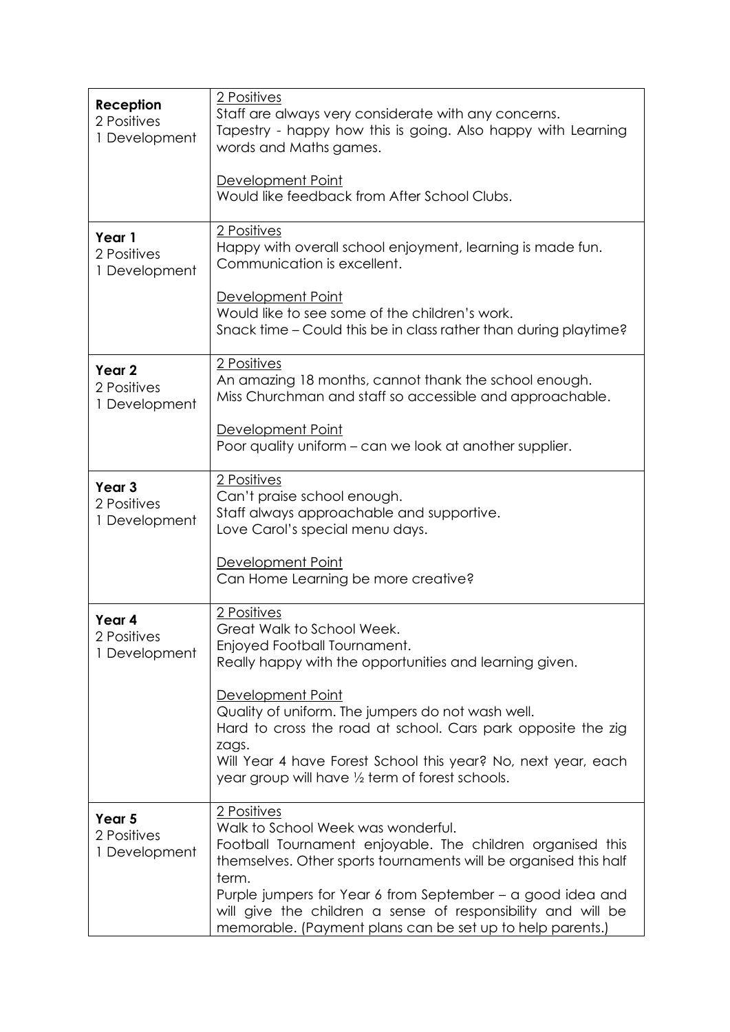| | |
|---|---|
| **Reception**<br>2 Positives<br>1 Development | <u>2 Positives</u><br>Staff are always very considerate with any concerns.<br>Tapestry - happy how this is going. Also happy with Learning words and Maths games.<br><br><u>Development Point</u><br>Would like feedback from After School Clubs. |
| **Year 1**<br>2 Positives<br>1 Development | <u>2 Positives</u><br>Happy with overall school enjoyment, learning is made fun.<br>Communication is excellent.<br><br><u>Development Point</u><br>Would like to see some of the children's work.<br>Snack time – Could this be in class rather than during playtime? |
| **Year 2**<br>2 Positives<br>1 Development | <u>2 Positives</u><br>An amazing 18 months, cannot thank the school enough.<br>Miss Churchman and staff so accessible and approachable.<br><br><u>Development Point</u><br>Poor quality uniform – can we look at another supplier. |
| **Year 3**<br>2 Positives<br>1 Development | <u>2 Positives</u><br>Can't praise school enough.<br>Staff always approachable and supportive.<br>Love Carol's special menu days.<br><br><u>Development Point</u><br>Can Home Learning be more creative? |
| **Year 4**<br>2 Positives<br>1 Development | <u>2 Positives</u><br>Great Walk to School Week.<br>Enjoyed Football Tournament.<br>Really happy with the opportunities and learning given.<br><br><u>Development Point</u><br>Quality of uniform. The jumpers do not wash well.<br>Hard to cross the road at school. Cars park opposite the zig zags.<br>Will Year 4 have Forest School this year? No, next year, each year group will have ½ term of forest schools. |
| **Year 5**<br>2 Positives<br>1 Development | <u>2 Positives</u><br>Walk to School Week was wonderful.<br>Football Tournament enjoyable. The children organised this themselves. Other sports tournaments will be organised this half term.<br>Purple jumpers for Year 6 from September – a good idea and will give the children a sense of responsibility and will be memorable. (Payment plans can be set up to help parents.) |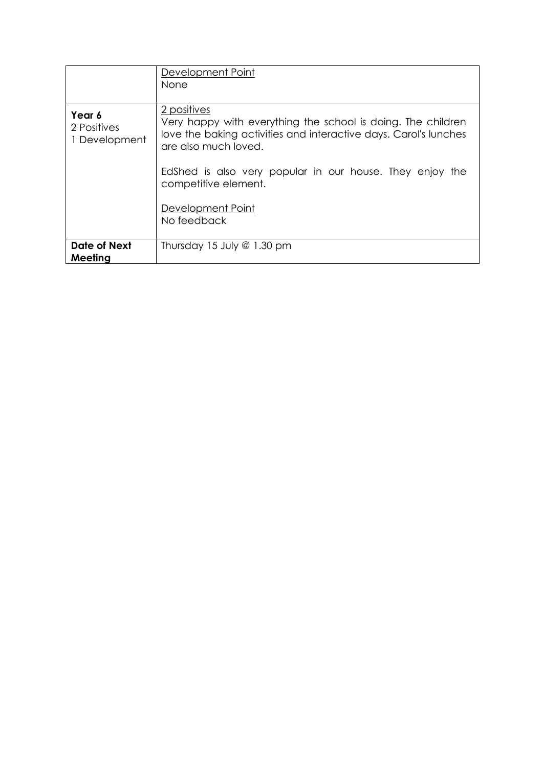| | |
|---|---|
| | Development Point<br>None |
| **Year 6**<br>2 Positives<br>1 Development | 2 positives<br>Very happy with everything the school is doing. The children love the baking activities and interactive days. Carol's lunches are also much loved.<br><br>EdShed is also very popular in our house. They enjoy the competitive element.<br><br>Development Point<br>No feedback |
| **Date of Next Meeting** | Thursday 15 July @ 1.30 pm |